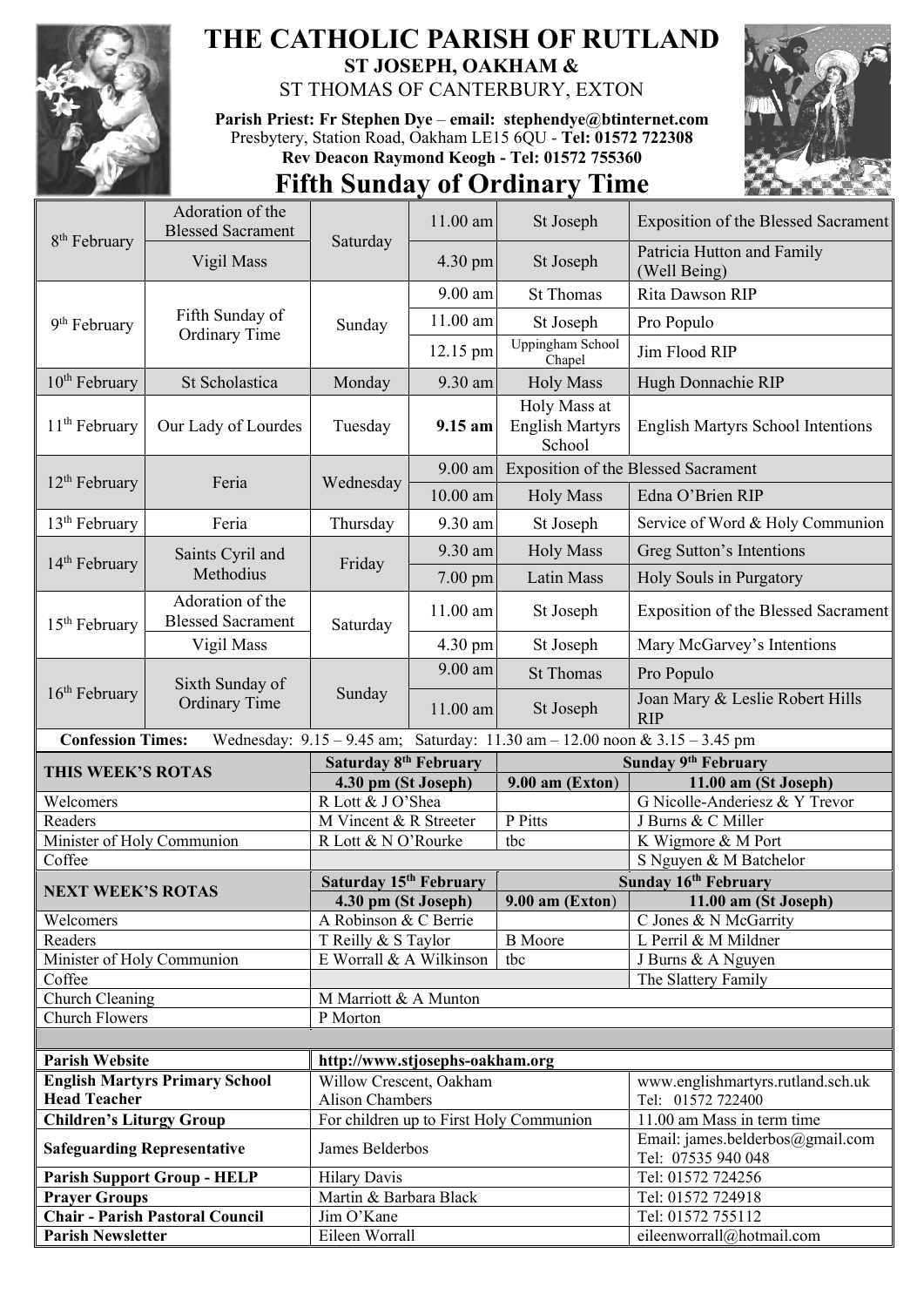# THE CATHOLIC PARISH OF RUTLAND

**ST JOSEPH, OAKHAM &**

ST THOMAS OF CANTERBURY, EXTON

**Parish Priest: Fr Stephen Dye – email: stephendye@btinternet.com**
Presbytery, Station Road, Oakham LE15 6QU - **Tel: 01572 722308**
**Rev Deacon Raymond Keogh - Tel: 01572 755360**

## Fifth Sunday of Ordinary Time

| Date | Occasion | Day | Time | Place | Intention |
|---|---|---|---|---|---|
| 8th February | Adoration of the Blessed Sacrament | Saturday | 11.00 am | St Joseph | Exposition of the Blessed Sacrament |
| | Vigil Mass | | 4.30 pm | St Joseph | Patricia Hutton and Family (Well Being) |
| 9th February | Fifth Sunday of Ordinary Time | Sunday | 9.00 am | St Thomas | Rita Dawson RIP |
| | | | 11.00 am | St Joseph | Pro Populo |
| | | | 12.15 pm | Uppingham School Chapel | Jim Flood RIP |
| 10th February | St Scholastica | Monday | 9.30 am | Holy Mass | Hugh Donnachie RIP |
| 11th February | Our Lady of Lourdes | Tuesday | **9.15 am** | Holy Mass at English Martyrs School | English Martyrs School Intentions |
| 12th February | Feria | Wednesday | 9.00 am | Exposition of the Blessed Sacrament | |
| | | | 10.00 am | Holy Mass | Edna O'Brien RIP |
| 13th February | Feria | Thursday | 9.30 am | St Joseph | Service of Word & Holy Communion |
| 14th February | Saints Cyril and Methodius | Friday | 9.30 am | Holy Mass | Greg Sutton's Intentions |
| | | | 7.00 pm | Latin Mass | Holy Souls in Purgatory |
| 15th February | Adoration of the Blessed Sacrament | Saturday | 11.00 am | St Joseph | Exposition of the Blessed Sacrament |
| | Vigil Mass | | 4.30 pm | St Joseph | Mary McGarvey's Intentions |
| 16th February | Sixth Sunday of Ordinary Time | Sunday | 9.00 am | St Thomas | Pro Populo |
| | | | 11.00 am | St Joseph | Joan Mary & Leslie Robert Hills RIP |

**Confession Times:** Wednesday: 9.15 – 9.45 am; Saturday: 11.30 am – 12.00 noon & 3.15 – 3.45 pm

| THIS WEEK'S ROTAS | Saturday 8th February 4.30 pm (St Joseph) | Sunday 9th February 9.00 am (Exton) | Sunday 9th February 11.00 am (St Joseph) |
|---|---|---|---|
| Welcomers | R Lott & J O'Shea | | G Nicolle-Anderiesz & Y Trevor |
| Readers | M Vincent & R Streeter | P Pitts | J Burns & C Miller |
| Minister of Holy Communion | R Lott & N O'Rourke | tbc | K Wigmore & M Port |
| Coffee | | | S Nguyen & M Batchelor |

| NEXT WEEK'S ROTAS | Saturday 15th February 4.30 pm (St Joseph) | Sunday 16th February 9.00 am (Exton) | Sunday 16th February 11.00 am (St Joseph) |
|---|---|---|---|
| Welcomers | A Robinson & C Berrie | | C Jones & N McGarrity |
| Readers | T Reilly & S Taylor | B Moore | L Perril & M Mildner |
| Minister of Holy Communion | E Worrall & A Wilkinson | tbc | J Burns & A Nguyen |
| Coffee | | | The Slattery Family |
| Church Cleaning | M Marriott & A Munton | | |
| Church Flowers | P Morton | | |

| | | |
|---|---|---|
| **Parish Website** | **http://www.stjosephs-oakham.org** | |
| **English Martyrs Primary School Head Teacher** | Willow Crescent, Oakham Alison Chambers | www.englishmartyrs.rutland.sch.uk Tel: 01572 722400 |
| **Children's Liturgy Group** | For children up to First Holy Communion | 11.00 am Mass in term time |
| **Safeguarding Representative** | James Belderbos | Email: james.belderbos@gmail.com Tel: 07535 940 048 |
| **Parish Support Group - HELP** | Hilary Davis | Tel: 01572 724256 |
| **Prayer Groups** | Martin & Barbara Black | Tel: 01572 724918 |
| **Chair - Parish Pastoral Council** | Jim O'Kane | Tel: 01572 755112 |
| **Parish Newsletter** | Eileen Worrall | eileenworrall@hotmail.com |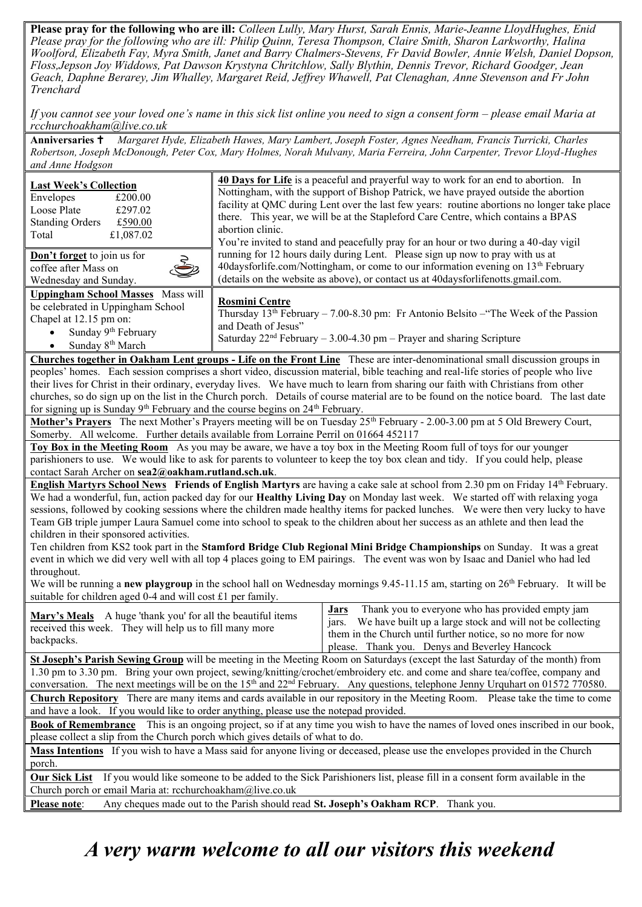**Please pray for the following who are ill:** *Colleen Lully, Mary Hurst, Sarah Ennis, Marie-Jeanne LloydHughes, Enid Please pray for the following who are ill: Philip Quinn, Teresa Thompson, Claire Smith, Sharon Larkworthy, Halina Woolford, Elizabeth Fay, Myra Smith, Janet and Barry Chalmers-Stevens, Fr David Bowler, Annie Welsh, Daniel Dopson, Floss,Jepson Joy Widdows, Pat Dawson Krystyna Chritchlow, Sally Blythin, Dennis Trevor, Richard Goodger, Jean Geach, Daphne Berarey, Jim Whalley, Margaret Reid, Jeffrey Whawell, Pat Clenaghan, Anne Stevenson and Fr John Trenchard*

*If you cannot see your loved one's name in this sick list online you need to sign a consent form – please email Maria at rcchurchoakham@live.co.uk*

**Anniversaries ✝** *Margaret Hyde, Elizabeth Hawes, Mary Lambert, Joseph Foster, Agnes Needham, Francis Turricki, Charles Robertson, Joseph McDonough, Peter Cox, Mary Holmes, Norah Mulvany, Maria Ferreira, John Carpenter, Trevor Lloyd-Hughes and Anne Hodgson*

**Last Week's Collection**

| | |
|---|---|
| Envelopes | £200.00 |
| Loose Plate | £297.02 |
| Standing Orders | £590.00 |
| Total | £1,087.02 |

**Don't forget** to join us for coffee after Mass on Wednesday and Sunday.

**40 Days for Life** is a peaceful and prayerful way to work for an end to abortion. In Nottingham, with the support of Bishop Patrick, we have prayed outside the abortion facility at QMC during Lent over the last few years: routine abortions no longer take place there. This year, we will be at the Stapleford Care Centre, which contains a BPAS abortion clinic.
You're invited to stand and peacefully pray for an hour or two during a 40-day vigil running for 12 hours daily during Lent. Please sign up now to pray with us at 40daysforlife.com/Nottingham, or come to our information evening on 13th February (details on the website as above), or contact us at 40daysforlifenotts.gmail.com.

**Uppingham School Masses** Mass will be celebrated in Uppingham School Chapel at 12.15 pm on:

- Sunday 9th February
- Sunday 8th March

**Rosmini Centre**
Thursday 13th February – 7.00-8.30 pm: Fr Antonio Belsito –"The Week of the Passion and Death of Jesus"
Saturday 22nd February – 3.00-4.30 pm – Prayer and sharing Scripture

**Churches together in Oakham Lent groups - Life on the Front Line** These are inter-denominational small discussion groups in peoples' homes. Each session comprises a short video, discussion material, bible teaching and real-life stories of people who live their lives for Christ in their ordinary, everyday lives. We have much to learn from sharing our faith with Christians from other churches, so do sign up on the list in the Church porch. Details of course material are to be found on the notice board. The last date for signing up is Sunday 9th February and the course begins on 24th February.

**Mother's Prayers** The next Mother's Prayers meeting will be on Tuesday 25th February - 2.00-3.00 pm at 5 Old Brewery Court, Somerby. All welcome. Further details available from Lorraine Perril on 01664 452117

**Toy Box in the Meeting Room** As you may be aware, we have a toy box in the Meeting Room full of toys for our younger parishioners to use. We would like to ask for parents to volunteer to keep the toy box clean and tidy. If you could help, please contact Sarah Archer on **sea2@oakham.rutland.sch.uk**.

**English Martyrs School News** **Friends of English Martyrs** are having a cake sale at school from 2.30 pm on Friday 14th February. We had a wonderful, fun, action packed day for our **Healthy Living Day** on Monday last week. We started off with relaxing yoga sessions, followed by cooking sessions where the children made healthy items for packed lunches. We were then very lucky to have Team GB triple jumper Laura Samuel come into school to speak to the children about her success as an athlete and then lead the children in their sponsored activities.
Ten children from KS2 took part in the **Stamford Bridge Club Regional Mini Bridge Championships** on Sunday. It was a great event in which we did very well with all top 4 places going to EM pairings. The event was won by Isaac and Daniel who had led throughout.
We will be running a **new playgroup** in the school hall on Wednesday mornings 9.45-11.15 am, starting on 26th February. It will be suitable for children aged 0-4 and will cost £1 per family.

**Mary's Meals** A huge 'thank you' for all the beautiful items received this week. They will help us to fill many more backpacks.

**Jars** Thank you to everyone who has provided empty jam jars. We have built up a large stock and will not be collecting them in the Church until further notice, so no more for now please. Thank you. Denys and Beverley Hancock

**St Joseph's Parish Sewing Group** will be meeting in the Meeting Room on Saturdays (except the last Saturday of the month) from 1.30 pm to 3.30 pm. Bring your own project, sewing/knitting/crochet/embroidery etc. and come and share tea/coffee, company and conversation. The next meetings will be on the 15th and 22nd February. Any questions, telephone Jenny Urquhart on 01572 770580.

**Church Repository** There are many items and cards available in our repository in the Meeting Room. Please take the time to come and have a look. If you would like to order anything, please use the notepad provided.

**Book of Remembrance** This is an ongoing project, so if at any time you wish to have the names of loved ones inscribed in our book, please collect a slip from the Church porch which gives details of what to do.

**Mass Intentions** If you wish to have a Mass said for anyone living or deceased, please use the envelopes provided in the Church porch.

**Our Sick List** If you would like someone to be added to the Sick Parishioners list, please fill in a consent form available in the Church porch or email Maria at: rcchurchoakham@live.co.uk

**Please note**: Any cheques made out to the Parish should read **St. Joseph's Oakham RCP**. Thank you.

# *A very warm welcome to all our visitors this weekend*